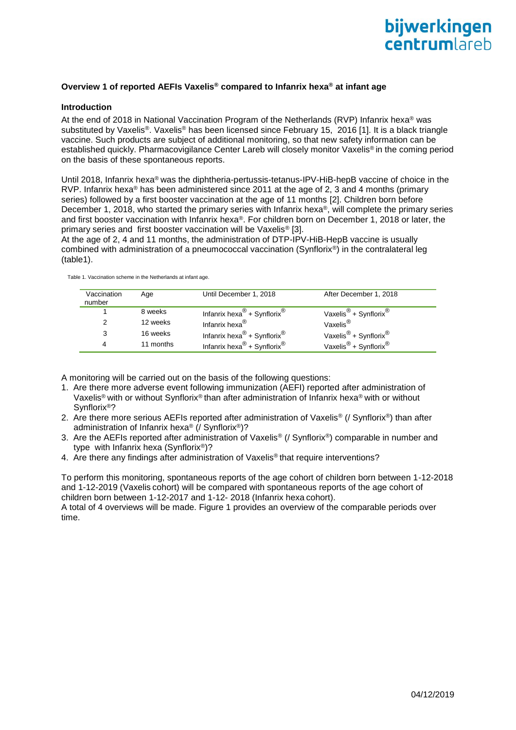## Overview 1 of reported AEFIs Vaxelis® compared to Infanrix hexa® at infant age

### Introduction

At the end of 2018 in National Vaccination Program of the Netherlands (RVP) Infanrix hexa® was substituted by Vaxelis®. Vaxelis® has been licensed since February 15, 2016 [1]. It is a black triangle vaccine. Such products are subject of additional monitoring, so that new safety information can be established quickly. Pharmacovigilance Center Lareb will closely monitor Vaxelis® in the coming period on the basis of these spontaneous reports.

Until 2018, Infanrix hexa® was the diphtheria-pertussis-tetanus-IPV-HiB-hepB vaccine of choice in the RVP. Infanrix hexa® has been administered since 2011 at the age of 2, 3 and 4 months (primary series) followed by a first booster vaccination at the age of 11 months [2]. Children born before December 1, 2018, who started the primary series with Infanrix hexa®, will complete the primary series and first booster vaccination with Infanrix hexa®. For children born on December 1, 2018 or later, the primary series and first booster vaccination will be Vaxelis® [3].

At the age of 2, 4 and 11 months, the administration of DTP-IPV-HiB-HepB vaccine is usually combined with administration of a pneumococcal vaccination (Synflorix®) in the contralateral leg (table1).

Table 1. Vaccination scheme in the Netherlands at infant age.

| Vaccination number | Age | Until December 1, 2018 | After December 1, 2018 |
|---|---|---|---|
| 1 | 8 weeks | Infanrix hexa® + Synflorix® | Vaxelis® + Synflorix® |
| 2 | 12 weeks | Infanrix hexa® | Vaxelis® |
| 3 | 16 weeks | Infanrix hexa® + Synflorix® | Vaxelis® + Synflorix® |
| 4 | 11 months | Infanrix hexa® + Synflorix® | Vaxelis® + Synflorix® |

A monitoring will be carried out on the basis of the following questions:

1. Are there more adverse event following immunization (AEFI) reported after administration of Vaxelis® with or without Synflorix® than after administration of Infanrix hexa® with or without Synflorix®?
2. Are there more serious AEFIs reported after administration of Vaxelis® (/ Synflorix®) than after administration of Infanrix hexa® (/ Synflorix®)?
3. Are the AEFIs reported after administration of Vaxelis® (/ Synflorix®) comparable in number and type with Infanrix hexa (Synflorix®)?
4. Are there any findings after administration of Vaxelis® that require interventions?

To perform this monitoring, spontaneous reports of the age cohort of children born between 1-12-2018 and 1-12-2019 (Vaxelis cohort) will be compared with spontaneous reports of the age cohort of children born between 1-12-2017 and 1-12- 2018 (Infanrix hexa cohort).

A total of 4 overviews will be made. Figure 1 provides an overview of the comparable periods over time.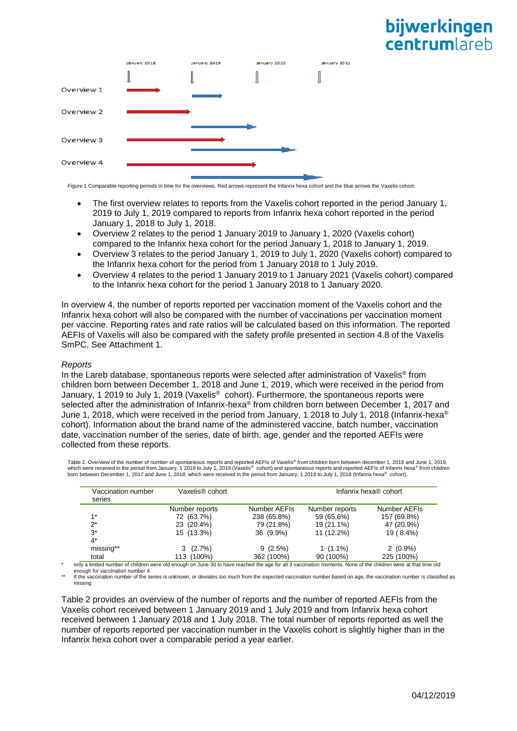Overview 1

Overview 2

Overview 3

Overview 4

January 2018 January 2019 January 2020 January 2021

Figure 1 Comparable reporting periods in time for the overviews. Red arrows represent the Infanrix hexa cohort and the blue arrows the Vaxelis cohort.

- The first overview relates to reports from the Vaxelis cohort reported in the period January 1, 2019 to July 1, 2019 compared to reports from Infanrix hexa cohort reported in the period January 1, 2018 to July 1, 2018.
- Overview 2 relates to the period 1 January 2019 to January 1, 2020 (Vaxelis cohort) compared to the Infanrix hexa cohort for the period January 1, 2018 to January 1, 2019.
- Overview 3 relates to the period January 1, 2019 to July 1, 2020 (Vaxelis cohort) compared to the Infanrix hexa cohort for the period from 1 January 2018 to 1 July 2019.
- Overview 4 relates to the period 1 January 2019 to 1 January 2021 (Vaxelis cohort) compared to the Infanrix hexa cohort for the period 1 January 2018 to 1 January 2020.

In overview 4, the number of reports reported per vaccination moment of the Vaxelis cohort and the Infanrix hexa cohort will also be compared with the number of vaccinations per vaccination moment per vaccine. Reporting rates and rate ratios will be calculated based on this information. The reported AEFIs of Vaxelis will also be compared with the safety profile presented in section 4.8 of the Vaxelis SmPC. See Attachment 1.

*Reports*

In the Lareb database, spontaneous reports were selected after administration of Vaxelis® from children born between December 1, 2018 and June 1, 2019, which were received in the period from January, 1 2019 to July 1, 2019 (Vaxelis® cohort). Furthermore, the spontaneous reports were selected after the administration of Infanrix-hexa® from children born between December 1, 2017 and June 1, 2018, which were received in the period from January, 1 2018 to July 1, 2018 (Infanrix-hexa® cohort). Information about the brand name of the administered vaccine, batch number, vaccination date, vaccination number of the series, date of birth, age, gender and the reported AEFIs were collected from these reports.

Table 2. Overview of the number of number of spontaneous reports and reported AEFIs of Vaxelis® from children born between december 1, 2018 and June 1, 2019, which were received in the period from January, 1 2019 to July 1, 2019 (Vaxelis® cohort) and spontaneous reports and reported AEFIs of Infanrix hexa® from children born between December 1, 2017 and June 1, 2018, which were received in the period from January, 1 2018 to July 1, 2018 (Infanrix hexa® cohort).

| Vaccination number series | Vaxelis® cohort | | Infanrix hexa® cohort | |
|---|---|---|---|---|
| | Number reports | Number AEFIs | Number reports | Number AEFIs |
| 1* | 72 (63.7%) | 238 (65.8%) | 59 (65.6%) | 157 (69.8%) |
| 2* | 23 (20.4%) | 79 (21.8%) | 19 (21.1%) | 47 (20.9%) |
| 3* | 15 (13.3%) | 36 (9.9%) | 11 (12.2%) | 19 ( 8.4%) |
| 4* | | | | |
| missing** | 3 (2.7%) | 9 (2.5%) | 1 (1.1%) | 2 (0.9%) |
| total | 113 (100%) | 362 (100%) | 90 (100%) | 225 (100%) |

\* only a limited number of children were old enough on June 30 to have reached the age for all 3 vaccination moments. None of the children were at that time old enough for vaccination number 4.

\*\* If the vaccination number of the series is unknown, or deviates too much from the expected vaccination number based on age, the vaccination number is classified as missing

Table 2 provides an overview of the number of reports and the number of reported AEFIs from the Vaxelis cohort received between 1 January 2019 and 1 July 2019 and from Infanrix hexa cohort received between 1 January 2018 and 1 July 2018. The total number of reports reported as well the number of reports reported per vaccination number in the Vaxelis cohort is slightly higher than in the Infanrix hexa cohort over a comparable period a year earlier.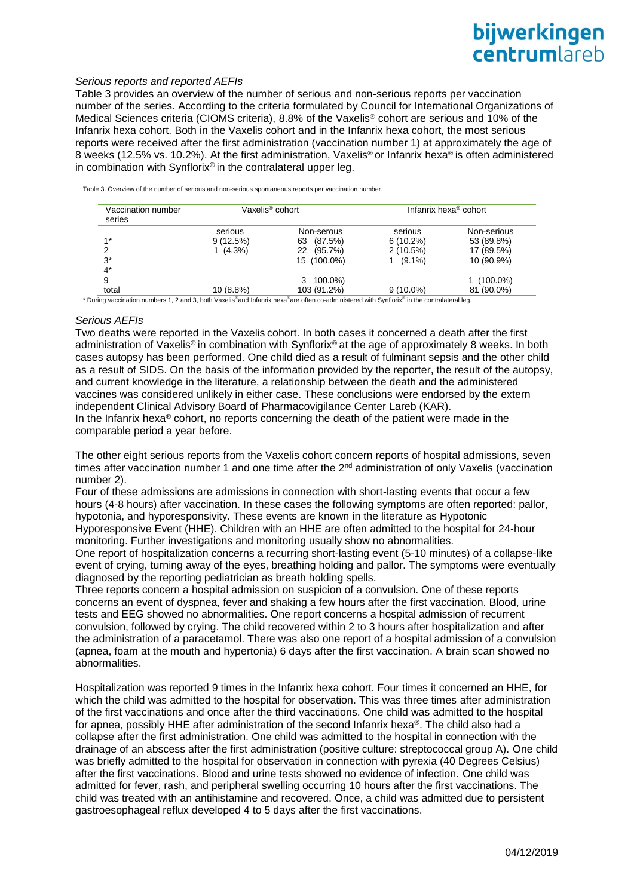*Serious reports and reported AEFIs*

Table 3 provides an overview of the number of serious and non-serious reports per vaccination number of the series. According to the criteria formulated by Council for International Organizations of Medical Sciences criteria (CIOMS criteria), 8.8% of the Vaxelis® cohort are serious and 10% of the Infanrix hexa cohort. Both in the Vaxelis cohort and in the Infanrix hexa cohort, the most serious reports were received after the first administration (vaccination number 1) at approximately the age of 8 weeks (12.5% vs. 10.2%). At the first administration, Vaxelis® or Infanrix hexa® is often administered in combination with Synflorix® in the contralateral upper leg.

Table 3. Overview of the number of serious and non-serious spontaneous reports per vaccination number.

| Vaccination number series | Vaxelis® cohort | | Infanrix hexa® cohort | |
|---|---|---|---|---|
| | serious | Non-serous | serious | Non-serious |
| 1* | 9 (12.5%) | 63 (87.5%) | 6 (10.2%) | 53 (89.8%) |
| 2 | 1 (4.3%) | 22 (95.7%) | 2 (10.5%) | 17 (89.5%) |
| 3* | | 15 (100.0%) | 1 (9.1%) | 10 (90.9%) |
| 4* | | | | |
| 9 | | 3 100.0%) | | 1 (100.0%) |
| total | 10 (8.8%) | 103 (91.2%) | 9 (10.0%) | 81 (90.0%) |

* During vaccination numbers 1, 2 and 3, both Vaxelis® and Infanrix hexa® are often co-administered with Synflorix® in the contralateral leg.

*Serious AEFIs*

Two deaths were reported in the Vaxelis cohort. In both cases it concerned a death after the first administration of Vaxelis® in combination with Synflorix® at the age of approximately 8 weeks. In both cases autopsy has been performed. One child died as a result of fulminant sepsis and the other child as a result of SIDS. On the basis of the information provided by the reporter, the result of the autopsy, and current knowledge in the literature, a relationship between the death and the administered vaccines was considered unlikely in either case. These conclusions were endorsed by the extern independent Clinical Advisory Board of Pharmacovigilance Center Lareb (KAR).
In the Infanrix hexa® cohort, no reports concerning the death of the patient were made in the comparable period a year before.

The other eight serious reports from the Vaxelis cohort concern reports of hospital admissions, seven times after vaccination number 1 and one time after the 2nd administration of only Vaxelis (vaccination number 2).
Four of these admissions are admissions in connection with short-lasting events that occur a few hours (4-8 hours) after vaccination. In these cases the following symptoms are often reported: pallor, hypotonia, and hyporesponsivity. These events are known in the literature as Hypotonic Hyporesponsive Event (HHE). Children with an HHE are often admitted to the hospital for 24-hour monitoring. Further investigations and monitoring usually show no abnormalities.
One report of hospitalization concerns a recurring short-lasting event (5-10 minutes) of a collapse-like event of crying, turning away of the eyes, breathing holding and pallor. The symptoms were eventually diagnosed by the reporting pediatrician as breath holding spells.
Three reports concern a hospital admission on suspicion of a convulsion. One of these reports concerns an event of dyspnea, fever and shaking a few hours after the first vaccination. Blood, urine tests and EEG showed no abnormalities. One report concerns a hospital admission of recurrent convulsion, followed by crying. The child recovered within 2 to 3 hours after hospitalization and after the administration of a paracetamol. There was also one report of a hospital admission of a convulsion (apnea, foam at the mouth and hypertonia) 6 days after the first vaccination. A brain scan showed no abnormalities.

Hospitalization was reported 9 times in the Infanrix hexa cohort. Four times it concerned an HHE, for which the child was admitted to the hospital for observation. This was three times after administration of the first vaccinations and once after the third vaccinations. One child was admitted to the hospital for apnea, possibly HHE after administration of the second Infanrix hexa®. The child also had a collapse after the first administration. One child was admitted to the hospital in connection with the drainage of an abscess after the first administration (positive culture: streptococcal group A). One child was briefly admitted to the hospital for observation in connection with pyrexia (40 Degrees Celsius) after the first vaccinations. Blood and urine tests showed no evidence of infection. One child was admitted for fever, rash, and peripheral swelling occurring 10 hours after the first vaccinations. The child was treated with an antihistamine and recovered. Once, a child was admitted due to persistent gastroesophageal reflux developed 4 to 5 days after the first vaccinations.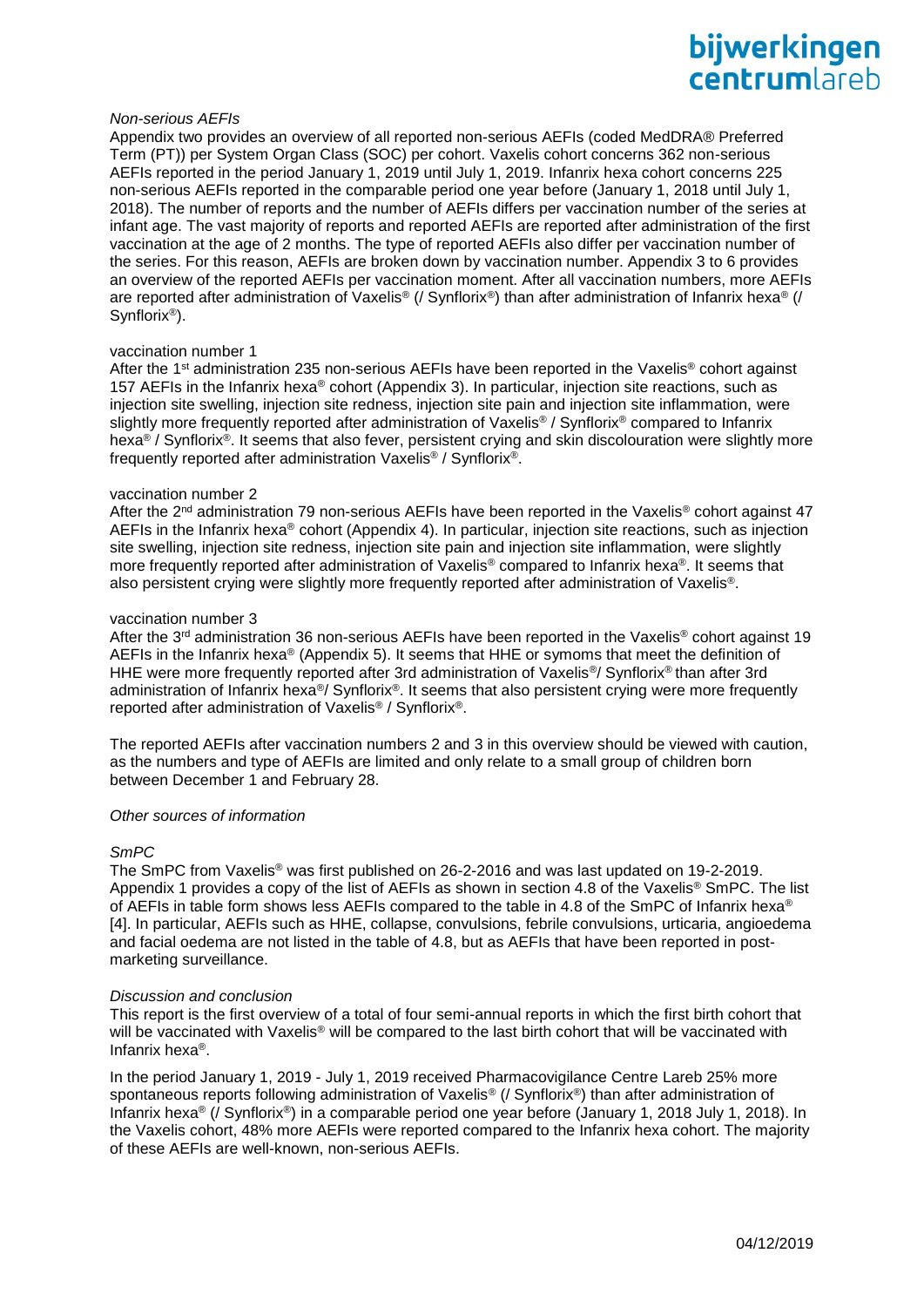*Non-serious AEFIs*

Appendix two provides an overview of all reported non-serious AEFIs (coded MedDRA® Preferred Term (PT)) per System Organ Class (SOC) per cohort. Vaxelis cohort concerns 362 non-serious AEFIs reported in the period January 1, 2019 until July 1, 2019. Infanrix hexa cohort concerns 225 non-serious AEFIs reported in the comparable period one year before (January 1, 2018 until July 1, 2018). The number of reports and the number of AEFIs differs per vaccination number of the series at infant age. The vast majority of reports and reported AEFIs are reported after administration of the first vaccination at the age of 2 months. The type of reported AEFIs also differ per vaccination number of the series. For this reason, AEFIs are broken down by vaccination number. Appendix 3 to 6 provides an overview of the reported AEFIs per vaccination moment. After all vaccination numbers, more AEFIs are reported after administration of Vaxelis® (/ Synflorix®) than after administration of Infanrix hexa® (/ Synflorix®).

vaccination number 1

After the 1st administration 235 non-serious AEFIs have been reported in the Vaxelis® cohort against 157 AEFIs in the Infanrix hexa® cohort (Appendix 3). In particular, injection site reactions, such as injection site swelling, injection site redness, injection site pain and injection site inflammation, were slightly more frequently reported after administration of Vaxelis® / Synflorix® compared to Infanrix hexa® / Synflorix®. It seems that also fever, persistent crying and skin discolouration were slightly more frequently reported after administration Vaxelis® / Synflorix®.

vaccination number 2

After the 2nd administration 79 non-serious AEFIs have been reported in the Vaxelis® cohort against 47 AEFIs in the Infanrix hexa® cohort (Appendix 4). In particular, injection site reactions, such as injection site swelling, injection site redness, injection site pain and injection site inflammation, were slightly more frequently reported after administration of Vaxelis® compared to Infanrix hexa®. It seems that also persistent crying were slightly more frequently reported after administration of Vaxelis®.

vaccination number 3

After the 3rd administration 36 non-serious AEFIs have been reported in the Vaxelis® cohort against 19 AEFIs in the Infanrix hexa® (Appendix 5). It seems that HHE or symoms that meet the definition of HHE were more frequently reported after 3rd administration of Vaxelis®/ Synflorix® than after 3rd administration of Infanrix hexa®/ Synflorix®. It seems that also persistent crying were more frequently reported after administration of Vaxelis® / Synflorix®.

The reported AEFIs after vaccination numbers 2 and 3 in this overview should be viewed with caution, as the numbers and type of AEFIs are limited and only relate to a small group of children born between December 1 and February 28.

*Other sources of information*

*SmPC*

The SmPC from Vaxelis® was first published on 26-2-2016 and was last updated on 19-2-2019. Appendix 1 provides a copy of the list of AEFIs as shown in section 4.8 of the Vaxelis® SmPC. The list of AEFIs in table form shows less AEFIs compared to the table in 4.8 of the SmPC of Infanrix hexa® [4]. In particular, AEFIs such as HHE, collapse, convulsions, febrile convulsions, urticaria, angioedema and facial oedema are not listed in the table of 4.8, but as AEFIs that have been reported in post-marketing surveillance.

*Discussion and conclusion*

This report is the first overview of a total of four semi-annual reports in which the first birth cohort that will be vaccinated with Vaxelis® will be compared to the last birth cohort that will be vaccinated with Infanrix hexa®.

In the period January 1, 2019 - July 1, 2019 received Pharmacovigilance Centre Lareb 25% more spontaneous reports following administration of Vaxelis® (/ Synflorix®) than after administration of Infanrix hexa® (/ Synflorix®) in a comparable period one year before (January 1, 2018 July 1, 2018). In the Vaxelis cohort, 48% more AEFIs were reported compared to the Infanrix hexa cohort. The majority of these AEFIs are well-known, non-serious AEFIs.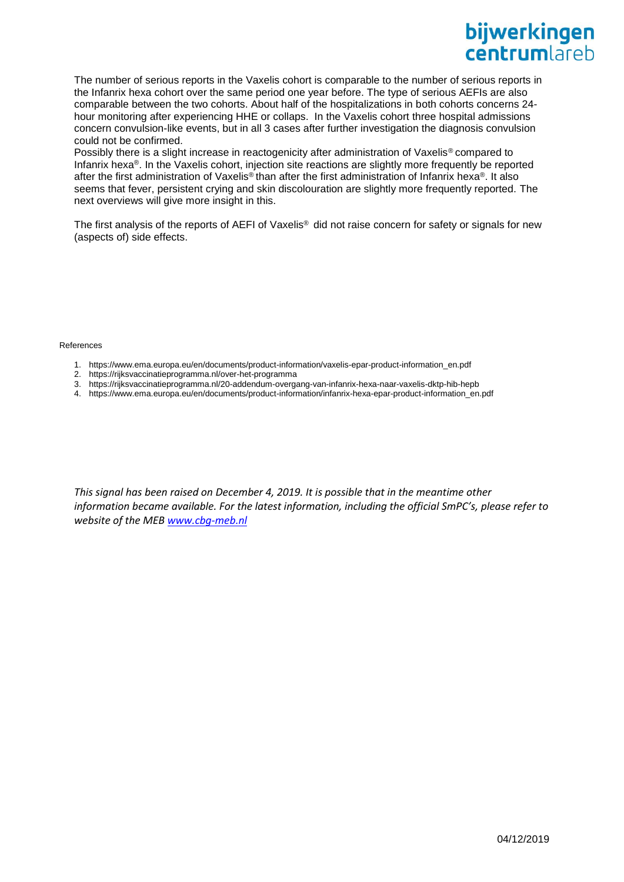The number of serious reports in the Vaxelis cohort is comparable to the number of serious reports in the Infanrix hexa cohort over the same period one year before. The type of serious AEFIs are also comparable between the two cohorts. About half of the hospitalizations in both cohorts concerns 24-hour monitoring after experiencing HHE or collaps. In the Vaxelis cohort three hospital admissions concern convulsion-like events, but in all 3 cases after further investigation the diagnosis convulsion could not be confirmed.
Possibly there is a slight increase in reactogenicity after administration of Vaxelis® compared to Infanrix hexa®. In the Vaxelis cohort, injection site reactions are slightly more frequently be reported after the first administration of Vaxelis® than after the first administration of Infanrix hexa®. It also seems that fever, persistent crying and skin discolouration are slightly more frequently reported. The next overviews will give more insight in this.

The first analysis of the reports of AEFI of Vaxelis® did not raise concern for safety or signals for new (aspects of) side effects.

References

1. https://www.ema.europa.eu/en/documents/product-information/vaxelis-epar-product-information_en.pdf
2. https://rijksvaccinatieprogramma.nl/over-het-programma
3. https://rijksvaccinatieprogramma.nl/20-addendum-overgang-van-infanrix-hexa-naar-vaxelis-dktp-hib-hepb
4. https://www.ema.europa.eu/en/documents/product-information/infanrix-hexa-epar-product-information_en.pdf

*This signal has been raised on December 4, 2019. It is possible that in the meantime other information became available. For the latest information, including the official SmPC's, please refer to website of the MEB [www.cbg-meb.nl](http://www.cbg-meb.nl)*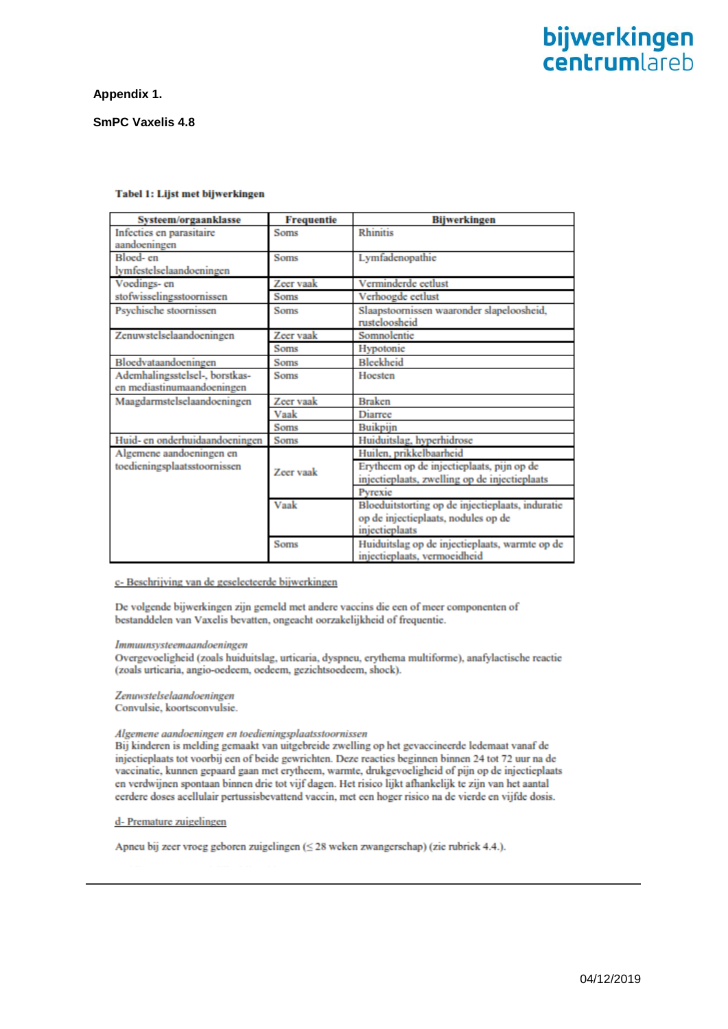**Appendix 1.**

**SmPC Vaxelis 4.8**

**Tabel 1: Lijst met bijwerkingen**

| Systeem/orgaanklasse | Frequentie | Bijwerkingen |
|---|---|---|
| Infecties en parasitaire aandoeningen | Soms | Rhinitis |
| Bloed- en lymfestelselaandoeningen | Soms | Lymfadenopathie |
| Voedings- en stofwisselingsstoornissen | Zeer vaak | Verminderde eetlust |
| | Soms | Verhoogde eetlust |
| Psychische stoornissen | Soms | Slaapstoornissen waaronder slapeloosheid, rusteloosheid |
| Zenuwstelselaandoeningen | Zeer vaak | Somnolentie |
| | Soms | Hypotonie |
| Bloedvataandoeningen | Soms | Bleekheid |
| Ademhalingsstelsel-, borstkas- en mediastinumaandoeningen | Soms | Hoesten |
| Maagdarmstelselaandoeningen | Zeer vaak | Braken |
| | Vaak | Diarree |
| | Soms | Buikpijn |
| Huid- en onderhuidaandoeningen | Soms | Huiduitslag, hyperhidrose |
| Algemene aandoeningen en toedieningsplaatsstoornissen | Zeer vaak | Huilen, prikkelbaarheid |
| | | Erytheem op de injectieplaats, pijn op de injectieplaats, zwelling op de injectieplaats |
| | | Pyrexie |
| | Vaak | Bloeduitstorting op de injectieplaats, induratie op de injectieplaats, nodules op de injectieplaats |
| | Soms | Huiduitslag op de injectieplaats, warmte op de injectieplaats, vermoeidheid |

c- Beschrijving van de geselecteerde bijwerkingen

De volgende bijwerkingen zijn gemeld met andere vaccins die een of meer componenten of bestanddelen van Vaxelis bevatten, ongeacht oorzakelijkheid of frequentie.

*Immuunsysteemaandoeningen*
Overgevoeligheid (zoals huiduitslag, urticaria, dyspneu, erythema multiforme), anafylactische reactie (zoals urticaria, angio-oedeem, oedeem, gezichtsoedeem, shock).

*Zenuwstelselaandoeningen*
Convulsie, koortsconvulsie.

*Algemene aandoeningen en toedieningsplaatsstoornissen*
Bij kinderen is melding gemaakt van uitgebreide zwelling op het gevaccineerde ledemaat vanaf de injectieplaats tot voorbij een of beide gewrichten. Deze reacties beginnen binnen 24 tot 72 uur na de vaccinatie, kunnen gepaard gaan met erytheem, warmte, drukgevoeligheid of pijn op de injectieplaats en verdwijnen spontaan binnen drie tot vijf dagen. Het risico lijkt afhankelijk te zijn van het aantal eerdere doses acellulair pertussisbevattend vaccin, met een hoger risico na de vierde en vijfde dosis.

d- Premature zuigelingen

Apneu bij zeer vroeg geboren zuigelingen (≤ 28 weken zwangerschap) (zie rubriek 4.4.).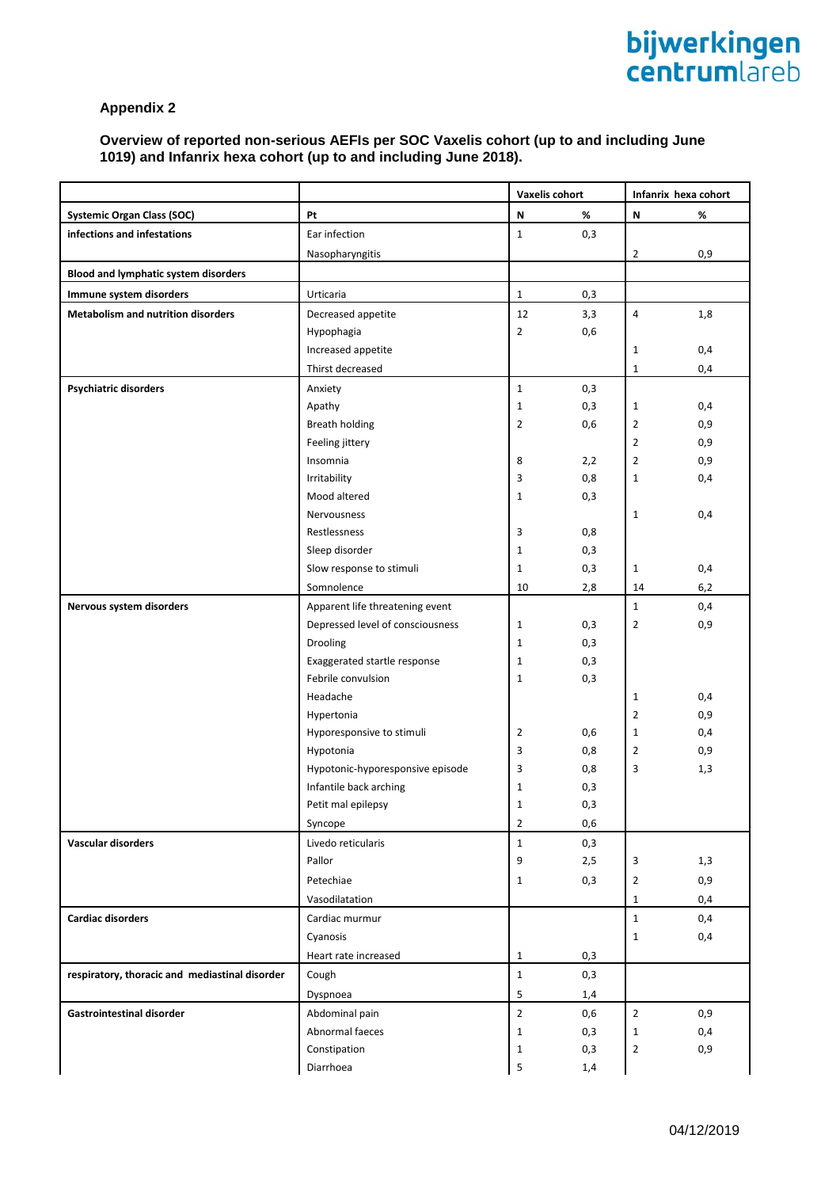## Appendix 2

### Overview of reported non-serious AEFIs per SOC Vaxelis cohort (up to and including June 1019) and Infanrix hexa cohort (up to and including June 2018).

| | | Vaxelis cohort | | Infanrix hexa cohort | |
|---|---|---|---|---|---|
| **Systemic Organ Class (SOC)** | **Pt** | **N** | **%** | **N** | **%** |
| **infections and infestations** | Ear infection | 1 | 0,3 | | |
| | Nasopharyngitis | | | 2 | 0,9 |
| **Blood and lymphatic system disorders** | | | | | |
| **Immune system disorders** | Urticaria | 1 | 0,3 | | |
| **Metabolism and nutrition disorders** | Decreased appetite | 12 | 3,3 | 4 | 1,8 |
| | Hypophagia | 2 | 0,6 | | |
| | Increased appetite | | | 1 | 0,4 |
| | Thirst decreased | | | 1 | 0,4 |
| **Psychiatric disorders** | Anxiety | 1 | 0,3 | | |
| | Apathy | 1 | 0,3 | 1 | 0,4 |
| | Breath holding | 2 | 0,6 | 2 | 0,9 |
| | Feeling jittery | | | 2 | 0,9 |
| | Insomnia | 8 | 2,2 | 2 | 0,9 |
| | Irritability | 3 | 0,8 | 1 | 0,4 |
| | Mood altered | 1 | 0,3 | | |
| | Nervousness | | | 1 | 0,4 |
| | Restlessness | 3 | 0,8 | | |
| | Sleep disorder | 1 | 0,3 | | |
| | Slow response to stimuli | 1 | 0,3 | 1 | 0,4 |
| | Somnolence | 10 | 2,8 | 14 | 6,2 |
| **Nervous system disorders** | Apparent life threatening event | | | 1 | 0,4 |
| | Depressed level of consciousness | 1 | 0,3 | 2 | 0,9 |
| | Drooling | 1 | 0,3 | | |
| | Exaggerated startle response | 1 | 0,3 | | |
| | Febrile convulsion | 1 | 0,3 | | |
| | Headache | | | 1 | 0,4 |
| | Hypertonia | | | 2 | 0,9 |
| | Hyporesponsive to stimuli | 2 | 0,6 | 1 | 0,4 |
| | Hypotonia | 3 | 0,8 | 2 | 0,9 |
| | Hypotonic-hyporesponsive episode | 3 | 0,8 | 3 | 1,3 |
| | Infantile back arching | 1 | 0,3 | | |
| | Petit mal epilepsy | 1 | 0,3 | | |
| | Syncope | 2 | 0,6 | | |
| **Vascular disorders** | Livedo reticularis | 1 | 0,3 | | |
| | Pallor | 9 | 2,5 | 3 | 1,3 |
| | Petechiae | 1 | 0,3 | 2 | 0,9 |
| | Vasodilatation | | | 1 | 0,4 |
| **Cardiac disorders** | Cardiac murmur | | | 1 | 0,4 |
| | Cyanosis | | | 1 | 0,4 |
| | Heart rate increased | 1 | 0,3 | | |
| **respiratory, thoracic and mediastinal disorder** | Cough | 1 | 0,3 | | |
| | Dyspnoea | 5 | 1,4 | | |
| **Gastrointestinal disorder** | Abdominal pain | 2 | 0,6 | 2 | 0,9 |
| | Abnormal faeces | 1 | 0,3 | 1 | 0,4 |
| | Constipation | 1 | 0,3 | 2 | 0,9 |
| | Diarrhoea | 5 | 1,4 | | |

04/12/2019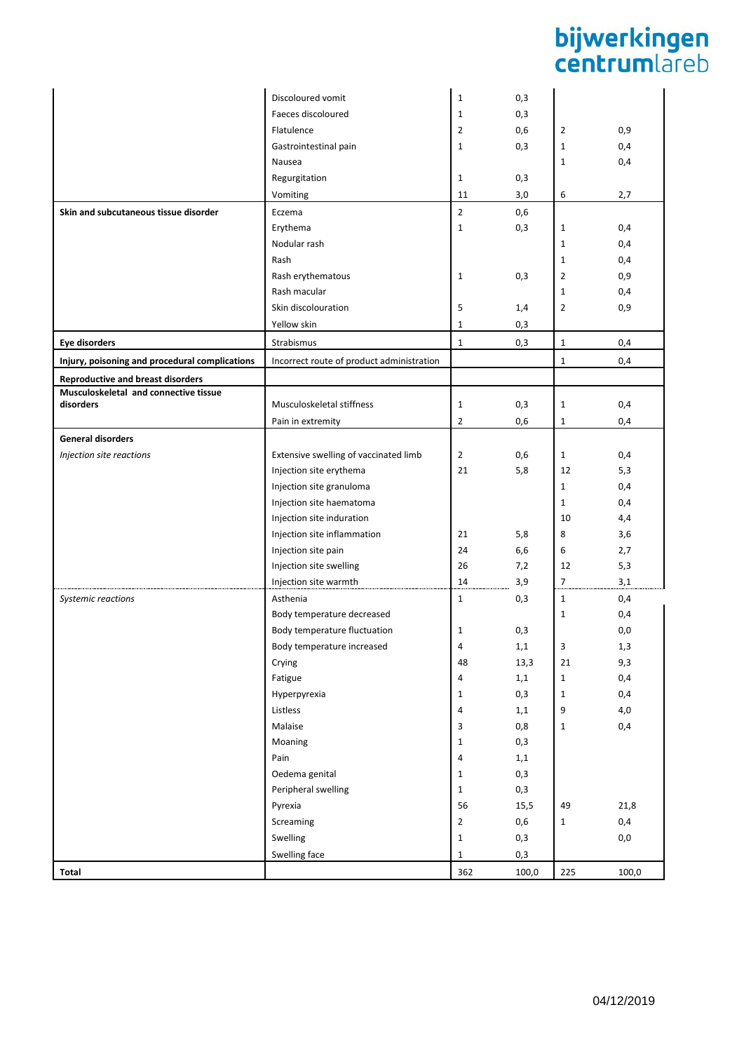| | | | | | |
|---|---|---|---|---|---|
| | Discoloured vomit | 1 | 0,3 | | |
| | Faeces discoloured | 1 | 0,3 | | |
| | Flatulence | 2 | 0,6 | 2 | 0,9 |
| | Gastrointestinal pain | 1 | 0,3 | 1 | 0,4 |
| | Nausea | | | 1 | 0,4 |
| | Regurgitation | 1 | 0,3 | | |
| | Vomiting | 11 | 3,0 | 6 | 2,7 |
| **Skin and subcutaneous tissue disorder** | Eczema | 2 | 0,6 | | |
| | Erythema | 1 | 0,3 | 1 | 0,4 |
| | Nodular rash | | | 1 | 0,4 |
| | Rash | | | 1 | 0,4 |
| | Rash erythematous | 1 | 0,3 | 2 | 0,9 |
| | Rash macular | | | 1 | 0,4 |
| | Skin discolouration | 5 | 1,4 | 2 | 0,9 |
| | Yellow skin | 1 | 0,3 | | |
| **Eye disorders** | Strabismus | 1 | 0,3 | 1 | 0,4 |
| **Injury, poisoning and procedural complications** | Incorrect route of product administration | | | 1 | 0,4 |
| **Reproductive and breast disorders** | | | | | |
| **Musculoskeletal and connective tissue disorders** | Musculoskeletal stiffness | 1 | 0,3 | 1 | 0,4 |
| | Pain in extremity | 2 | 0,6 | 1 | 0,4 |
| **General disorders** | | | | | |
| *Injection site reactions* | Extensive swelling of vaccinated limb | 2 | 0,6 | 1 | 0,4 |
| | Injection site erythema | 21 | 5,8 | 12 | 5,3 |
| | Injection site granuloma | | | 1 | 0,4 |
| | Injection site haematoma | | | 1 | 0,4 |
| | Injection site induration | | | 10 | 4,4 |
| | Injection site inflammation | 21 | 5,8 | 8 | 3,6 |
| | Injection site pain | 24 | 6,6 | 6 | 2,7 |
| | Injection site swelling | 26 | 7,2 | 12 | 5,3 |
| | Injection site warmth | 14 | 3,9 | 7 | 3,1 |
| *Systemic reactions* | Asthenia | 1 | 0,3 | 1 | 0,4 |
| | Body temperature decreased | | | 1 | 0,4 |
| | Body temperature fluctuation | 1 | 0,3 | | 0,0 |
| | Body temperature increased | 4 | 1,1 | 3 | 1,3 |
| | Crying | 48 | 13,3 | 21 | 9,3 |
| | Fatigue | 4 | 1,1 | 1 | 0,4 |
| | Hyperpyrexia | 1 | 0,3 | 1 | 0,4 |
| | Listless | 4 | 1,1 | 9 | 4,0 |
| | Malaise | 3 | 0,8 | 1 | 0,4 |
| | Moaning | 1 | 0,3 | | |
| | Pain | 4 | 1,1 | | |
| | Oedema genital | 1 | 0,3 | | |
| | Peripheral swelling | 1 | 0,3 | | |
| | Pyrexia | 56 | 15,5 | 49 | 21,8 |
| | Screaming | 2 | 0,6 | 1 | 0,4 |
| | Swelling | 1 | 0,3 | | 0,0 |
| | Swelling face | 1 | 0,3 | | |
| **Total** | | 362 | 100,0 | 225 | 100,0 |

04/12/2019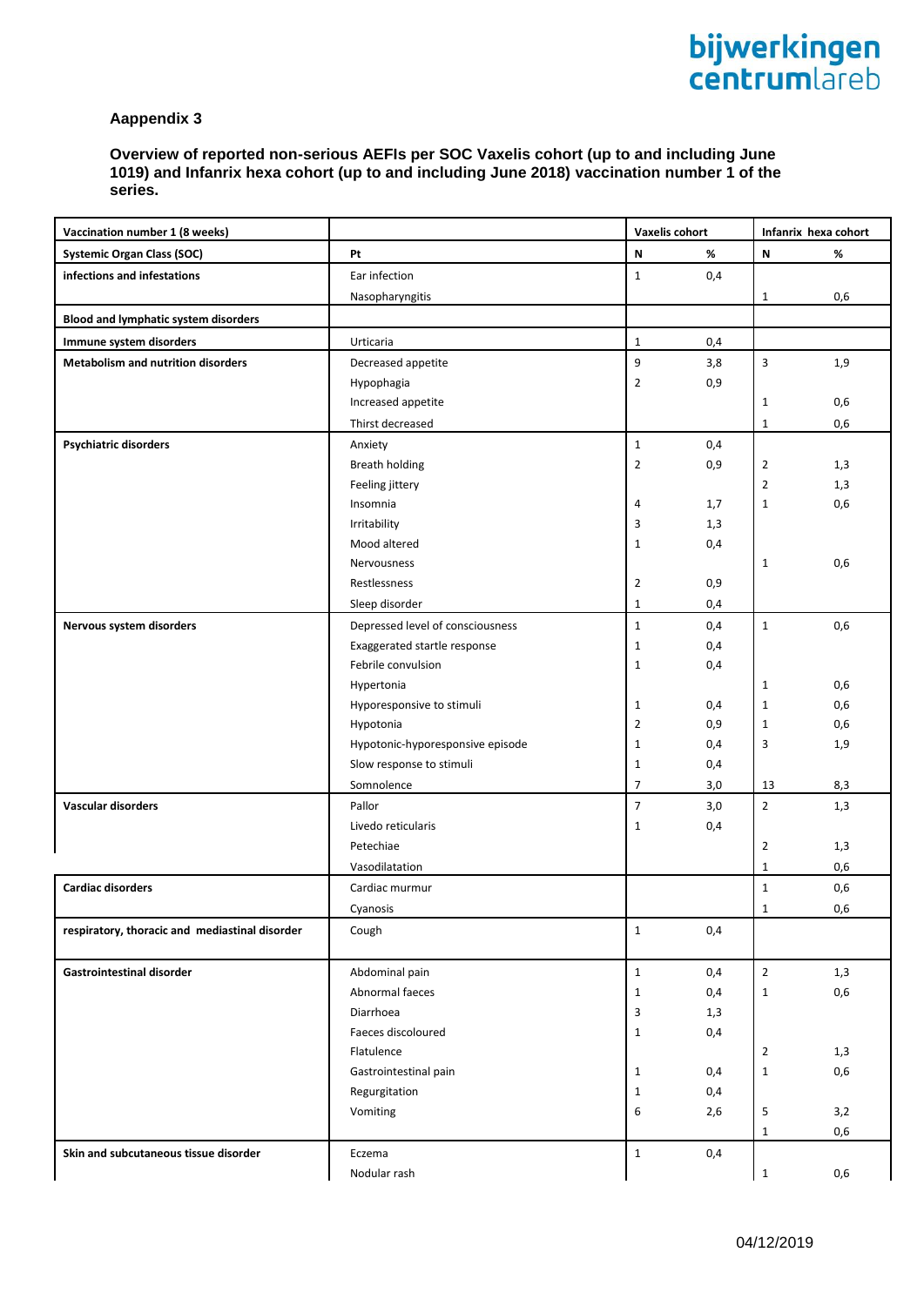### Aappendix 3

**Overview of reported non-serious AEFIs per SOC Vaxelis cohort (up to and including June 1019) and Infanrix hexa cohort (up to and including June 2018) vaccination number 1 of the series.**

| Vaccination number 1 (8 weeks) | | Vaxelis cohort | | Infanrix hexa cohort | |
|---|---|---|---|---|---|
| **Systemic Organ Class (SOC)** | **Pt** | **N** | **%** | **N** | **%** |
| **infections and infestations** | Ear infection | 1 | 0,4 | | |
| | Nasopharyngitis | | | 1 | 0,6 |
| **Blood and lymphatic system disorders** | | | | | |
| **Immune system disorders** | Urticaria | 1 | 0,4 | | |
| **Metabolism and nutrition disorders** | Decreased appetite | 9 | 3,8 | 3 | 1,9 |
| | Hypophagia | 2 | 0,9 | | |
| | Increased appetite | | | 1 | 0,6 |
| | Thirst decreased | | | 1 | 0,6 |
| **Psychiatric disorders** | Anxiety | 1 | 0,4 | | |
| | Breath holding | 2 | 0,9 | 2 | 1,3 |
| | Feeling jittery | | | 2 | 1,3 |
| | Insomnia | 4 | 1,7 | 1 | 0,6 |
| | Irritability | 3 | 1,3 | | |
| | Mood altered | 1 | 0,4 | | |
| | Nervousness | | | 1 | 0,6 |
| | Restlessness | 2 | 0,9 | | |
| | Sleep disorder | 1 | 0,4 | | |
| **Nervous system disorders** | Depressed level of consciousness | 1 | 0,4 | 1 | 0,6 |
| | Exaggerated startle response | 1 | 0,4 | | |
| | Febrile convulsion | 1 | 0,4 | | |
| | Hypertonia | | | 1 | 0,6 |
| | Hyporesponsive to stimuli | 1 | 0,4 | 1 | 0,6 |
| | Hypotonia | 2 | 0,9 | 1 | 0,6 |
| | Hypotonic-hyporesponsive episode | 1 | 0,4 | 3 | 1,9 |
| | Slow response to stimuli | 1 | 0,4 | | |
| | Somnolence | 7 | 3,0 | 13 | 8,3 |
| **Vascular disorders** | Pallor | 7 | 3,0 | 2 | 1,3 |
| | Livedo reticularis | 1 | 0,4 | | |
| | Petechiae | | | 2 | 1,3 |
| | Vasodilatation | | | 1 | 0,6 |
| **Cardiac disorders** | Cardiac murmur | | | 1 | 0,6 |
| | Cyanosis | | | 1 | 0,6 |
| **respiratory, thoracic and mediastinal disorder** | Cough | 1 | 0,4 | | |
| **Gastrointestinal disorder** | Abdominal pain | 1 | 0,4 | 2 | 1,3 |
| | Abnormal faeces | 1 | 0,4 | 1 | 0,6 |
| | Diarrhoea | 3 | 1,3 | | |
| | Faeces discoloured | 1 | 0,4 | | |
| | Flatulence | | | 2 | 1,3 |
| | Gastrointestinal pain | 1 | 0,4 | 1 | 0,6 |
| | Regurgitation | 1 | 0,4 | | |
| | Vomiting | 6 | 2,6 | 5 | 3,2 |
| | | | | 1 | 0,6 |
| **Skin and subcutaneous tissue disorder** | Eczema | 1 | 0,4 | | |
| | Nodular rash | | | 1 | 0,6 |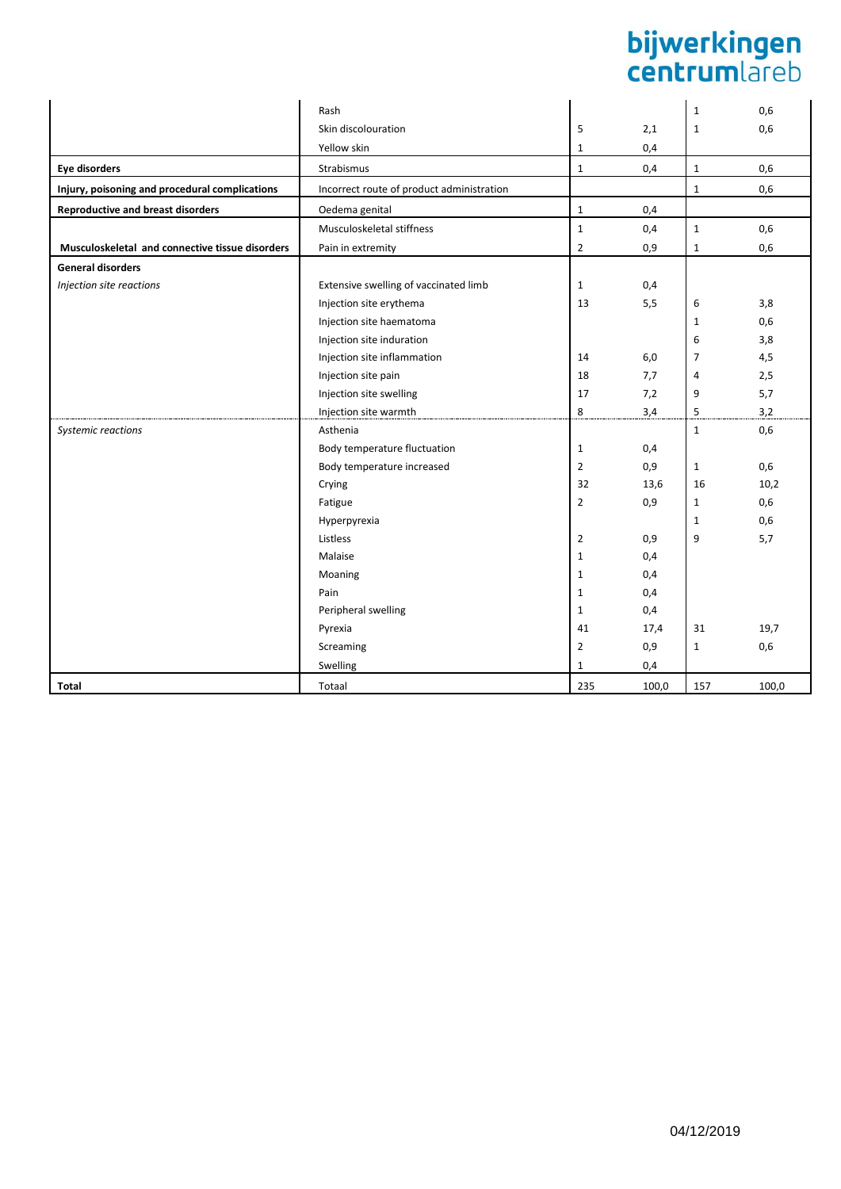| | Rash | | | 1 | 0,6 |
|---|---|---|---|---|---|
| | Skin discolouration | 5 | 2,1 | 1 | 0,6 |
| | Yellow skin | 1 | 0,4 | | |
| **Eye disorders** | Strabismus | 1 | 0,4 | 1 | 0,6 |
| **Injury, poisoning and procedural complications** | Incorrect route of product administration | | | 1 | 0,6 |
| **Reproductive and breast disorders** | Oedema genital | 1 | 0,4 | | |
| | Musculoskeletal stiffness | 1 | 0,4 | 1 | 0,6 |
| **Musculoskeletal and connective tissue disorders** | Pain in extremity | 2 | 0,9 | 1 | 0,6 |
| **General disorders** | | | | | |
| *Injection site reactions* | Extensive swelling of vaccinated limb | 1 | 0,4 | | |
| | Injection site erythema | 13 | 5,5 | 6 | 3,8 |
| | Injection site haematoma | | | 1 | 0,6 |
| | Injection site induration | | | 6 | 3,8 |
| | Injection site inflammation | 14 | 6,0 | 7 | 4,5 |
| | Injection site pain | 18 | 7,7 | 4 | 2,5 |
| | Injection site swelling | 17 | 7,2 | 9 | 5,7 |
| | Injection site warmth | 8 | 3,4 | 5 | 3,2 |
| *Systemic reactions* | Asthenia | | | 1 | 0,6 |
| | Body temperature fluctuation | 1 | 0,4 | | |
| | Body temperature increased | 2 | 0,9 | 1 | 0,6 |
| | Crying | 32 | 13,6 | 16 | 10,2 |
| | Fatigue | 2 | 0,9 | 1 | 0,6 |
| | Hyperpyrexia | | | 1 | 0,6 |
| | Listless | 2 | 0,9 | 9 | 5,7 |
| | Malaise | 1 | 0,4 | | |
| | Moaning | 1 | 0,4 | | |
| | Pain | 1 | 0,4 | | |
| | Peripheral swelling | 1 | 0,4 | | |
| | Pyrexia | 41 | 17,4 | 31 | 19,7 |
| | Screaming | 2 | 0,9 | 1 | 0,6 |
| | Swelling | 1 | 0,4 | | |
| **Total** | Totaal | 235 | 100,0 | 157 | 100,0 |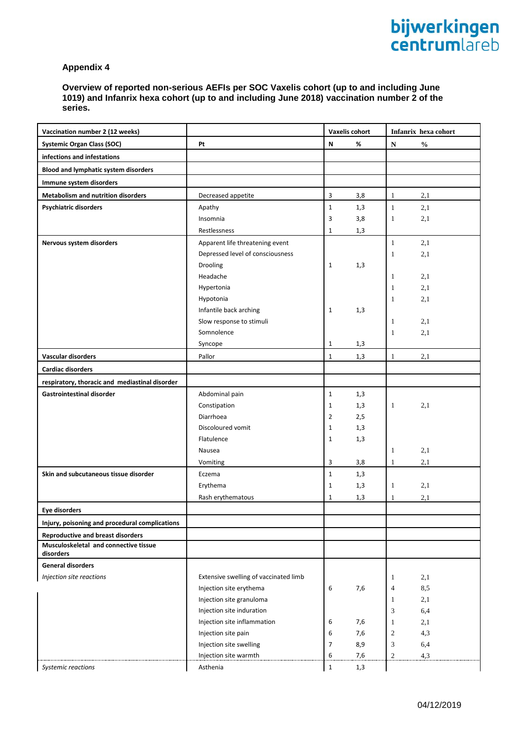## Appendix 4

**Overview of reported non-serious AEFIs per SOC Vaxelis cohort (up to and including June 1019) and Infanrix hexa cohort (up to and including June 2018) vaccination number 2 of the series.**

| Vaccination number 2 (12 weeks) | | Vaxelis cohort | | Infanrix hexa cohort | |
|---|---|---|---|---|---|
| **Systemic Organ Class (SOC)** | **Pt** | **N** | **%** | **N** | **%** |
| **infections and infestations** | | | | | |
| **Blood and lymphatic system disorders** | | | | | |
| **Immune system disorders** | | | | | |
| **Metabolism and nutrition disorders** | Decreased appetite | 3 | 3,8 | 1 | 2,1 |
| **Psychiatric disorders** | Apathy | 1 | 1,3 | 1 | 2,1 |
| | Insomnia | 3 | 3,8 | 1 | 2,1 |
| | Restlessness | 1 | 1,3 | | |
| **Nervous system disorders** | Apparent life threatening event | | | 1 | 2,1 |
| | Depressed level of consciousness | | | 1 | 2,1 |
| | Drooling | 1 | 1,3 | | |
| | Headache | | | 1 | 2,1 |
| | Hypertonia | | | 1 | 2,1 |
| | Hypotonia | | | 1 | 2,1 |
| | Infantile back arching | 1 | 1,3 | | |
| | Slow response to stimuli | | | 1 | 2,1 |
| | Somnolence | | | 1 | 2,1 |
| | Syncope | 1 | 1,3 | | |
| **Vascular disorders** | Pallor | 1 | 1,3 | 1 | 2,1 |
| **Cardiac disorders** | | | | | |
| **respiratory, thoracic and mediastinal disorder** | | | | | |
| **Gastrointestinal disorder** | Abdominal pain | 1 | 1,3 | | |
| | Constipation | 1 | 1,3 | 1 | 2,1 |
| | Diarrhoea | 2 | 2,5 | | |
| | Discoloured vomit | 1 | 1,3 | | |
| | Flatulence | 1 | 1,3 | | |
| | Nausea | | | 1 | 2,1 |
| | Vomiting | 3 | 3,8 | 1 | 2,1 |
| **Skin and subcutaneous tissue disorder** | Eczema | 1 | 1,3 | | |
| | Erythema | 1 | 1,3 | 1 | 2,1 |
| | Rash erythematous | 1 | 1,3 | 1 | 2,1 |
| **Eye disorders** | | | | | |
| **Injury, poisoning and procedural complications** | | | | | |
| **Reproductive and breast disorders** | | | | | |
| **Musculoskeletal and connective tissue disorders** | | | | | |
| **General disorders** | | | | | |
| *Injection site reactions* | Extensive swelling of vaccinated limb | | | 1 | 2,1 |
| | Injection site erythema | 6 | 7,6 | 4 | 8,5 |
| | Injection site granuloma | | | 1 | 2,1 |
| | Injection site induration | | | 3 | 6,4 |
| | Injection site inflammation | 6 | 7,6 | 1 | 2,1 |
| | Injection site pain | 6 | 7,6 | 2 | 4,3 |
| | Injection site swelling | 7 | 8,9 | 3 | 6,4 |
| | Injection site warmth | 6 | 7,6 | 2 | 4,3 |
| *Systemic reactions* | Asthenia | 1 | 1,3 | | |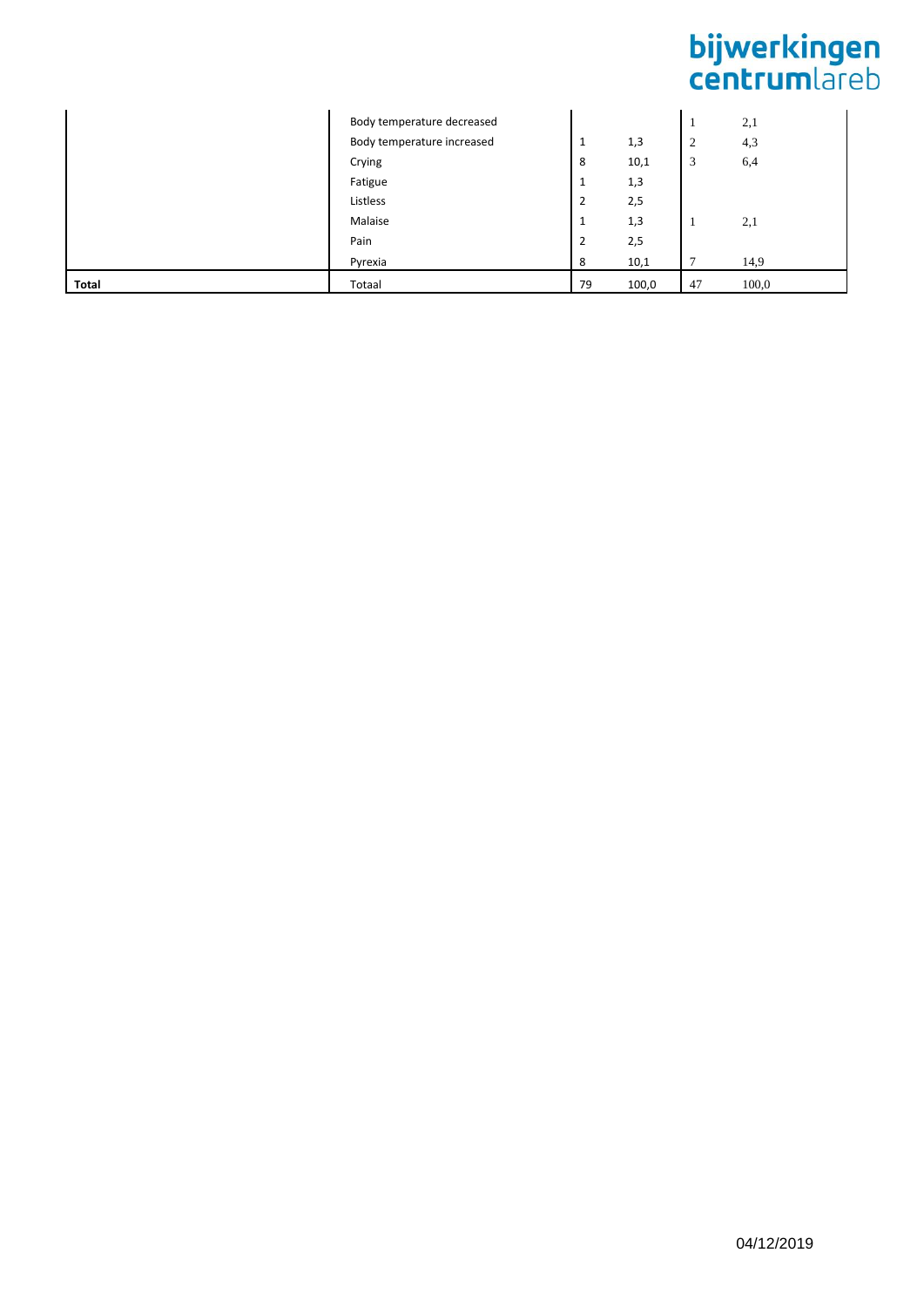| | | | | | |
|---|---|---|---|---|---|
| | Body temperature decreased | | | 1 | 2,1 |
| | Body temperature increased | 1 | 1,3 | 2 | 4,3 |
| | Crying | 8 | 10,1 | 3 | 6,4 |
| | Fatigue | 1 | 1,3 | | |
| | Listless | 2 | 2,5 | | |
| | Malaise | 1 | 1,3 | 1 | 2,1 |
| | Pain | 2 | 2,5 | | |
| | Pyrexia | 8 | 10,1 | 7 | 14,9 |
| **Total** | Totaal | 79 | 100,0 | 47 | 100,0 |

04/12/2019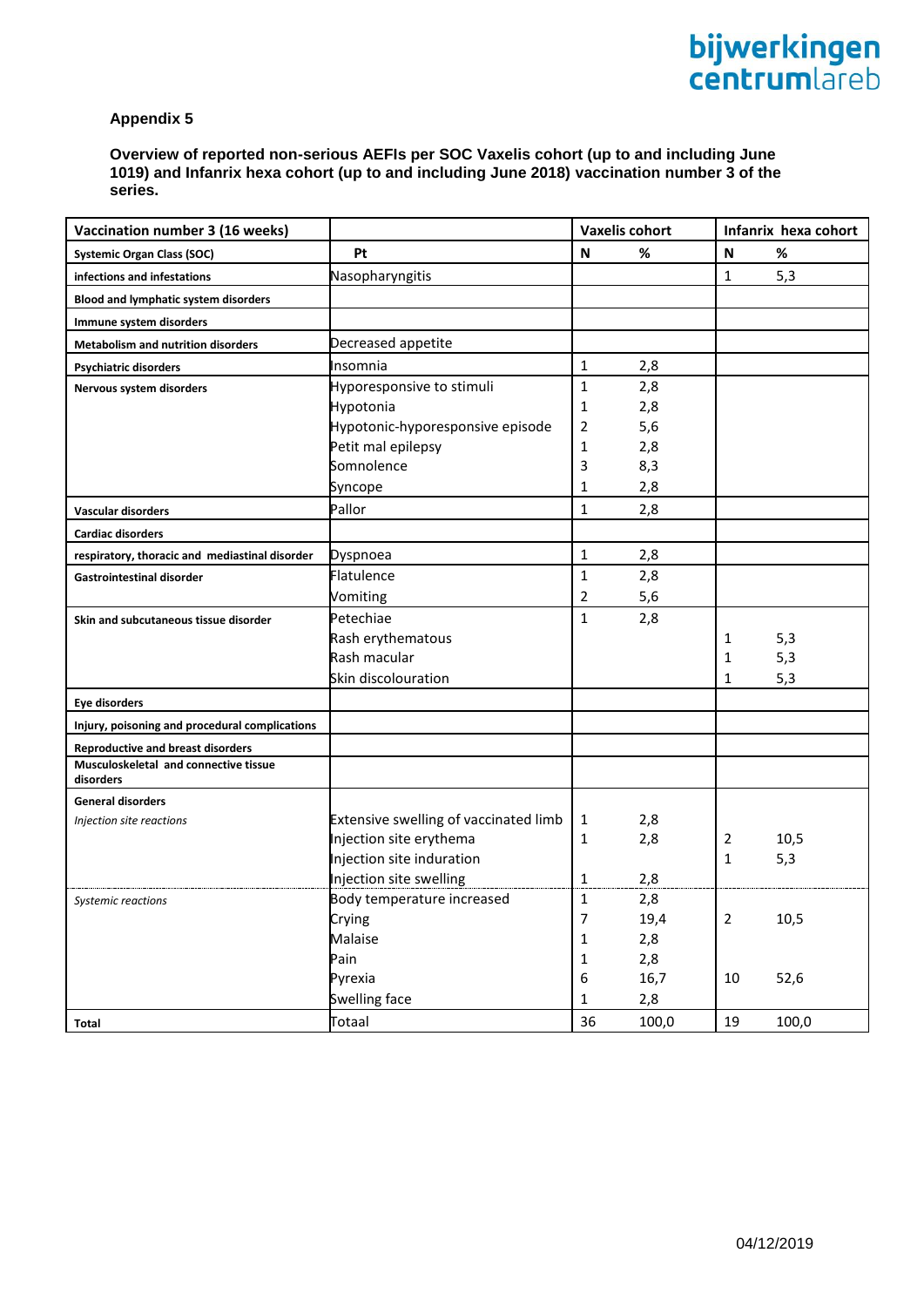## Appendix 5

**Overview of reported non-serious AEFIs per SOC Vaxelis cohort (up to and including June 1019) and Infanrix hexa cohort (up to and including June 2018) vaccination number 3 of the series.**

| Vaccination number 3 (16 weeks) | | Vaxelis cohort | | Infanrix hexa cohort | |
|---|---|---|---|---|---|
| **Systemic Organ Class (SOC)** | **Pt** | **N** | **%** | **N** | **%** |
| **infections and infestations** | Nasopharyngitis | | | 1 | 5,3 |
| **Blood and lymphatic system disorders** | | | | | |
| **Immune system disorders** | | | | | |
| **Metabolism and nutrition disorders** | Decreased appetite | | | | |
| **Psychiatric disorders** | Insomnia | 1 | 2,8 | | |
| **Nervous system disorders** | Hyporesponsive to stimuli | 1 | 2,8 | | |
| | Hypotonia | 1 | 2,8 | | |
| | Hypotonic-hyporesponsive episode | 2 | 5,6 | | |
| | Petit mal epilepsy | 1 | 2,8 | | |
| | Somnolence | 3 | 8,3 | | |
| | Syncope | 1 | 2,8 | | |
| **Vascular disorders** | Pallor | 1 | 2,8 | | |
| **Cardiac disorders** | | | | | |
| **respiratory, thoracic and mediastinal disorder** | Dyspnoea | 1 | 2,8 | | |
| **Gastrointestinal disorder** | Flatulence | 1 | 2,8 | | |
| | Vomiting | 2 | 5,6 | | |
| **Skin and subcutaneous tissue disorder** | Petechiae | 1 | 2,8 | | |
| | Rash erythematous | | | 1 | 5,3 |
| | Rash macular | | | 1 | 5,3 |
| | Skin discolouration | | | 1 | 5,3 |
| **Eye disorders** | | | | | |
| **Injury, poisoning and procedural complications** | | | | | |
| **Reproductive and breast disorders** | | | | | |
| **Musculoskeletal and connective tissue disorders** | | | | | |
| **General disorders** | | | | | |
| *Injection site reactions* | Extensive swelling of vaccinated limb | 1 | 2,8 | | |
| | Injection site erythema | 1 | 2,8 | 2 | 10,5 |
| | Injection site induration | | | 1 | 5,3 |
| | Injection site swelling | 1 | 2,8 | | |
| *Systemic reactions* | Body temperature increased | 1 | 2,8 | | |
| | Crying | 7 | 19,4 | 2 | 10,5 |
| | Malaise | 1 | 2,8 | | |
| | Pain | 1 | 2,8 | | |
| | Pyrexia | 6 | 16,7 | 10 | 52,6 |
| | Swelling face | 1 | 2,8 | | |
| **Total** | Totaal | 36 | 100,0 | 19 | 100,0 |

04/12/2019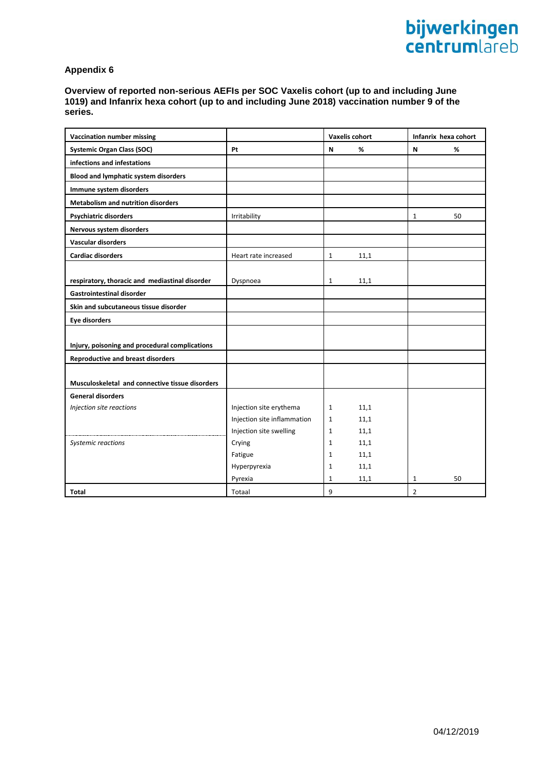**Appendix 6**

**Overview of reported non-serious AEFIs per SOC Vaxelis cohort (up to and including June 1019) and Infanrix hexa cohort (up to and including June 2018) vaccination number 9 of the series.**

| **Vaccination number missing** | | **Vaxelis cohort** | | **Infanrix hexa cohort** | |
|---|---|---|---|---|---|
| **Systemic Organ Class (SOC)** | **Pt** | **N** | **%** | **N** | **%** |
| **infections and infestations** | | | | | |
| **Blood and lymphatic system disorders** | | | | | |
| **Immune system disorders** | | | | | |
| **Metabolism and nutrition disorders** | | | | | |
| **Psychiatric disorders** | Irritability | | | 1 | 50 |
| **Nervous system disorders** | | | | | |
| **Vascular disorders** | | | | | |
| **Cardiac disorders** | Heart rate increased | 1 | 11,1 | | |
| **respiratory, thoracic and mediastinal disorder** | Dyspnoea | 1 | 11,1 | | |
| **Gastrointestinal disorder** | | | | | |
| **Skin and subcutaneous tissue disorder** | | | | | |
| **Eye disorders** | | | | | |
| **Injury, poisoning and procedural complications** | | | | | |
| **Reproductive and breast disorders** | | | | | |
| **Musculoskeletal and connective tissue disorders** | | | | | |
| **General disorders** | | | | | |
| *Injection site reactions* | Injection site erythema | 1 | 11,1 | | |
| | Injection site inflammation | 1 | 11,1 | | |
| | Injection site swelling | 1 | 11,1 | | |
| *Systemic reactions* | Crying | 1 | 11,1 | | |
| | Fatigue | 1 | 11,1 | | |
| | Hyperpyrexia | 1 | 11,1 | | |
| | Pyrexia | 1 | 11,1 | 1 | 50 |
| **Total** | Totaal | 9 | | 2 | |